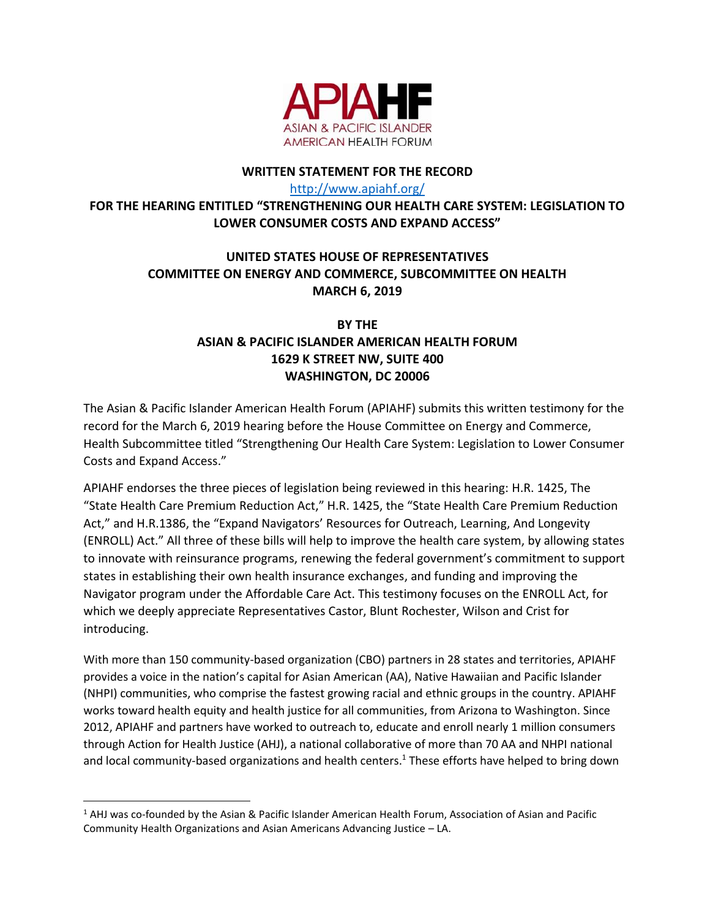APIAHF
ASIAN & PACIFIC ISLANDER
AMERICAN HEALTH FORUM

**WRITTEN STATEMENT FOR THE RECORD**

http://www.apiahf.org/

**FOR THE HEARING ENTITLED "STRENGTHENING OUR HEALTH CARE SYSTEM: LEGISLATION TO LOWER CONSUMER COSTS AND EXPAND ACCESS"**

**UNITED STATES HOUSE OF REPRESENTATIVES**
**COMMITTEE ON ENERGY AND COMMERCE, SUBCOMMITTEE ON HEALTH**
**MARCH 6, 2019**

**BY THE**
**ASIAN & PACIFIC ISLANDER AMERICAN HEALTH FORUM**
**1629 K STREET NW, SUITE 400**
**WASHINGTON, DC 20006**

The Asian & Pacific Islander American Health Forum (APIAHF) submits this written testimony for the record for the March 6, 2019 hearing before the House Committee on Energy and Commerce, Health Subcommittee titled "Strengthening Our Health Care System: Legislation to Lower Consumer Costs and Expand Access."

APIAHF endorses the three pieces of legislation being reviewed in this hearing: H.R. 1425, The "State Health Care Premium Reduction Act," H.R. 1425, the "State Health Care Premium Reduction Act," and H.R.1386, the "Expand Navigators' Resources for Outreach, Learning, And Longevity (ENROLL) Act." All three of these bills will help to improve the health care system, by allowing states to innovate with reinsurance programs, renewing the federal government's commitment to support states in establishing their own health insurance exchanges, and funding and improving the Navigator program under the Affordable Care Act. This testimony focuses on the ENROLL Act, for which we deeply appreciate Representatives Castor, Blunt Rochester, Wilson and Crist for introducing.

With more than 150 community-based organization (CBO) partners in 28 states and territories, APIAHF provides a voice in the nation's capital for Asian American (AA), Native Hawaiian and Pacific Islander (NHPI) communities, who comprise the fastest growing racial and ethnic groups in the country. APIAHF works toward health equity and health justice for all communities, from Arizona to Washington. Since 2012, APIAHF and partners have worked to outreach to, educate and enroll nearly 1 million consumers through Action for Health Justice (AHJ), a national collaborative of more than 70 AA and NHPI national and local community-based organizations and health centers.[1] These efforts have helped to bring down

[1] AHJ was co-founded by the Asian & Pacific Islander American Health Forum, Association of Asian and Pacific Community Health Organizations and Asian Americans Advancing Justice – LA.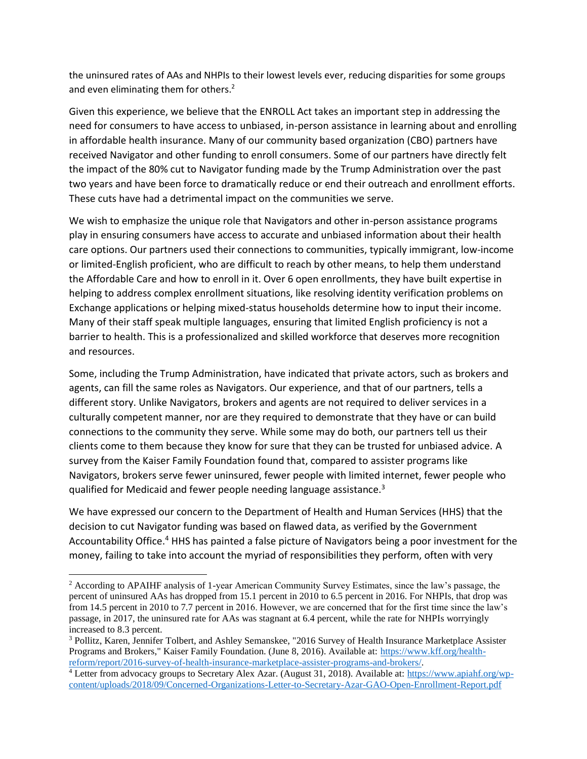the uninsured rates of AAs and NHPIs to their lowest levels ever, reducing disparities for some groups and even eliminating them for others.[2]

Given this experience, we believe that the ENROLL Act takes an important step in addressing the need for consumers to have access to unbiased, in-person assistance in learning about and enrolling in affordable health insurance. Many of our community based organization (CBO) partners have received Navigator and other funding to enroll consumers. Some of our partners have directly felt the impact of the 80% cut to Navigator funding made by the Trump Administration over the past two years and have been force to dramatically reduce or end their outreach and enrollment efforts. These cuts have had a detrimental impact on the communities we serve.

We wish to emphasize the unique role that Navigators and other in-person assistance programs play in ensuring consumers have access to accurate and unbiased information about their health care options. Our partners used their connections to communities, typically immigrant, low-income or limited-English proficient, who are difficult to reach by other means, to help them understand the Affordable Care and how to enroll in it. Over 6 open enrollments, they have built expertise in helping to address complex enrollment situations, like resolving identity verification problems on Exchange applications or helping mixed-status households determine how to input their income. Many of their staff speak multiple languages, ensuring that limited English proficiency is not a barrier to health. This is a professionalized and skilled workforce that deserves more recognition and resources.

Some, including the Trump Administration, have indicated that private actors, such as brokers and agents, can fill the same roles as Navigators. Our experience, and that of our partners, tells a different story. Unlike Navigators, brokers and agents are not required to deliver services in a culturally competent manner, nor are they required to demonstrate that they have or can build connections to the community they serve. While some may do both, our partners tell us their clients come to them because they know for sure that they can be trusted for unbiased advice. A survey from the Kaiser Family Foundation found that, compared to assister programs like Navigators, brokers serve fewer uninsured, fewer people with limited internet, fewer people who qualified for Medicaid and fewer people needing language assistance.[3]

We have expressed our concern to the Department of Health and Human Services (HHS) that the decision to cut Navigator funding was based on flawed data, as verified by the Government Accountability Office.[4] HHS has painted a false picture of Navigators being a poor investment for the money, failing to take into account the myriad of responsibilities they perform, often with very

---

[2] According to APAIHF analysis of 1-year American Community Survey Estimates, since the law's passage, the percent of uninsured AAs has dropped from 15.1 percent in 2010 to 6.5 percent in 2016. For NHPIs, that drop was from 14.5 percent in 2010 to 7.7 percent in 2016. However, we are concerned that for the first time since the law's passage, in 2017, the uninsured rate for AAs was stagnant at 6.4 percent, while the rate for NHPIs worryingly increased to 8.3 percent.

[3] Pollitz, Karen, Jennifer Tolbert, and Ashley Semanskee, "2016 Survey of Health Insurance Marketplace Assister Programs and Brokers," Kaiser Family Foundation. (June 8, 2016). Available at: https://www.kff.org/health-reform/report/2016-survey-of-health-insurance-marketplace-assister-programs-and-brokers/.

[4] Letter from advocacy groups to Secretary Alex Azar. (August 31, 2018). Available at: https://www.apiahf.org/wp-content/uploads/2018/09/Concerned-Organizations-Letter-to-Secretary-Azar-GAO-Open-Enrollment-Report.pdf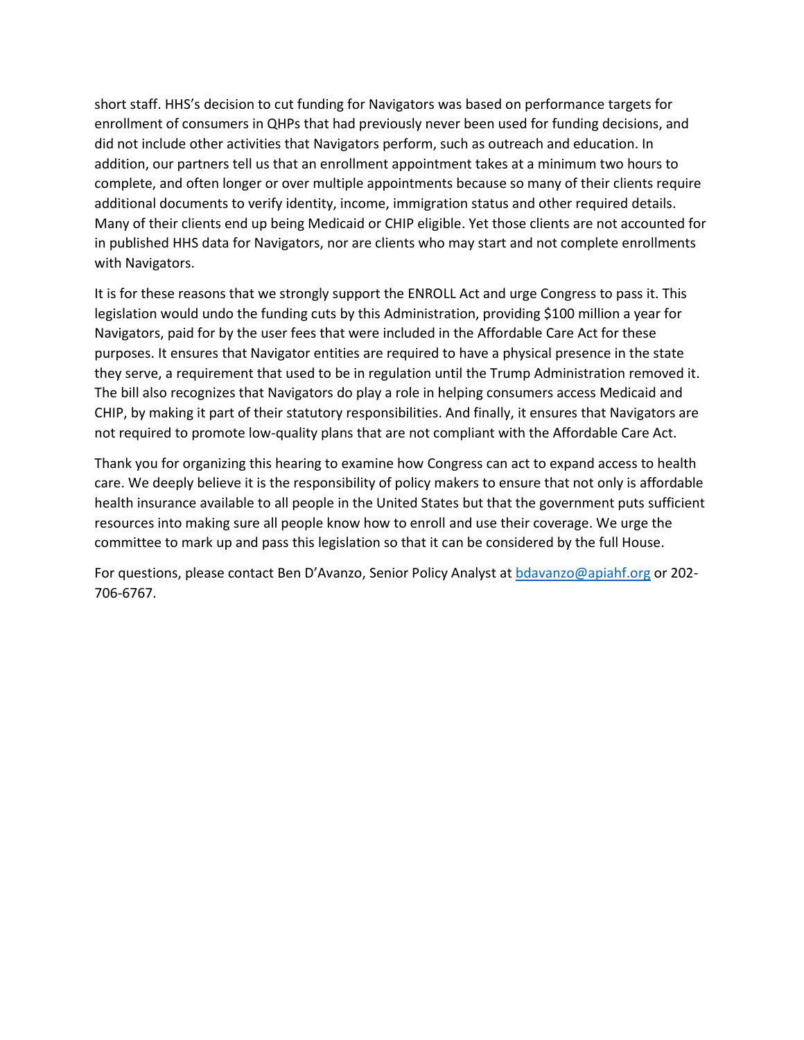short staff. HHS's decision to cut funding for Navigators was based on performance targets for enrollment of consumers in QHPs that had previously never been used for funding decisions, and did not include other activities that Navigators perform, such as outreach and education. In addition, our partners tell us that an enrollment appointment takes at a minimum two hours to complete, and often longer or over multiple appointments because so many of their clients require additional documents to verify identity, income, immigration status and other required details. Many of their clients end up being Medicaid or CHIP eligible. Yet those clients are not accounted for in published HHS data for Navigators, nor are clients who may start and not complete enrollments with Navigators.

It is for these reasons that we strongly support the ENROLL Act and urge Congress to pass it. This legislation would undo the funding cuts by this Administration, providing $100 million a year for Navigators, paid for by the user fees that were included in the Affordable Care Act for these purposes. It ensures that Navigator entities are required to have a physical presence in the state they serve, a requirement that used to be in regulation until the Trump Administration removed it. The bill also recognizes that Navigators do play a role in helping consumers access Medicaid and CHIP, by making it part of their statutory responsibilities. And finally, it ensures that Navigators are not required to promote low-quality plans that are not compliant with the Affordable Care Act.

Thank you for organizing this hearing to examine how Congress can act to expand access to health care. We deeply believe it is the responsibility of policy makers to ensure that not only is affordable health insurance available to all people in the United States but that the government puts sufficient resources into making sure all people know how to enroll and use their coverage. We urge the committee to mark up and pass this legislation so that it can be considered by the full House.

For questions, please contact Ben D'Avanzo, Senior Policy Analyst at bdavanzo@apiahf.org or 202-706-6767.